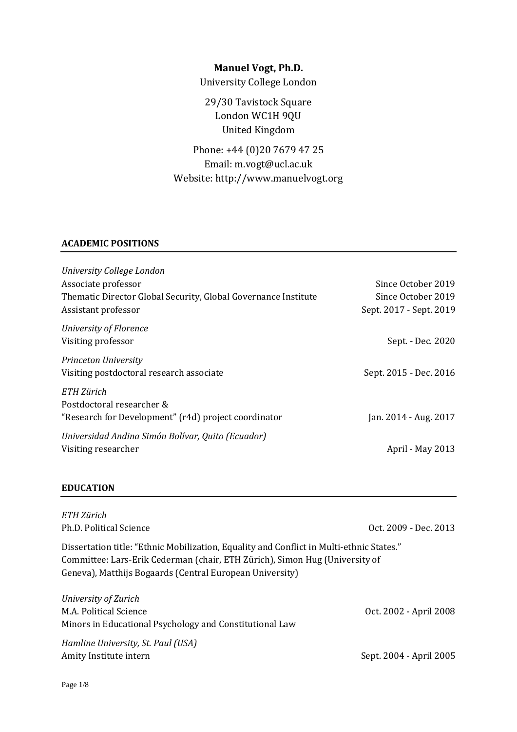**Manuel Vogt, Ph.D.**

University College London

29/30 Tavistock Square
London WC1H 9QU
United Kingdom

Phone: +44 (0)20 7679 47 25
Email: m.vogt@ucl.ac.uk
Website: http://www.manuelvogt.org

## ACADEMIC POSITIONS

*University College London*
Associate professor — Since October 2019
Thematic Director Global Security, Global Governance Institute — Since October 2019
Assistant professor — Sept. 2017 - Sept. 2019

*University of Florence*
Visiting professor — Sept. - Dec. 2020

*Princeton University*
Visiting postdoctoral research associate — Sept. 2015 - Dec. 2016

*ETH Zürich*
Postdoctoral researcher &
"Research for Development" (r4d) project coordinator — Jan. 2014 - Aug. 2017

*Universidad Andina Simón Bolívar, Quito (Ecuador)*
Visiting researcher — April - May 2013

## EDUCATION

*ETH Zürich*
Ph.D. Political Science — Oct. 2009 - Dec. 2013

Dissertation title: "Ethnic Mobilization, Equality and Conflict in Multi-ethnic States."
Committee: Lars-Erik Cederman (chair, ETH Zürich), Simon Hug (University of Geneva), Matthijs Bogaards (Central European University)

*University of Zurich*
M.A. Political Science — Oct. 2002 - April 2008
Minors in Educational Psychology and Constitutional Law

*Hamline University, St. Paul (USA)*
Amity Institute intern — Sept. 2004 - April 2005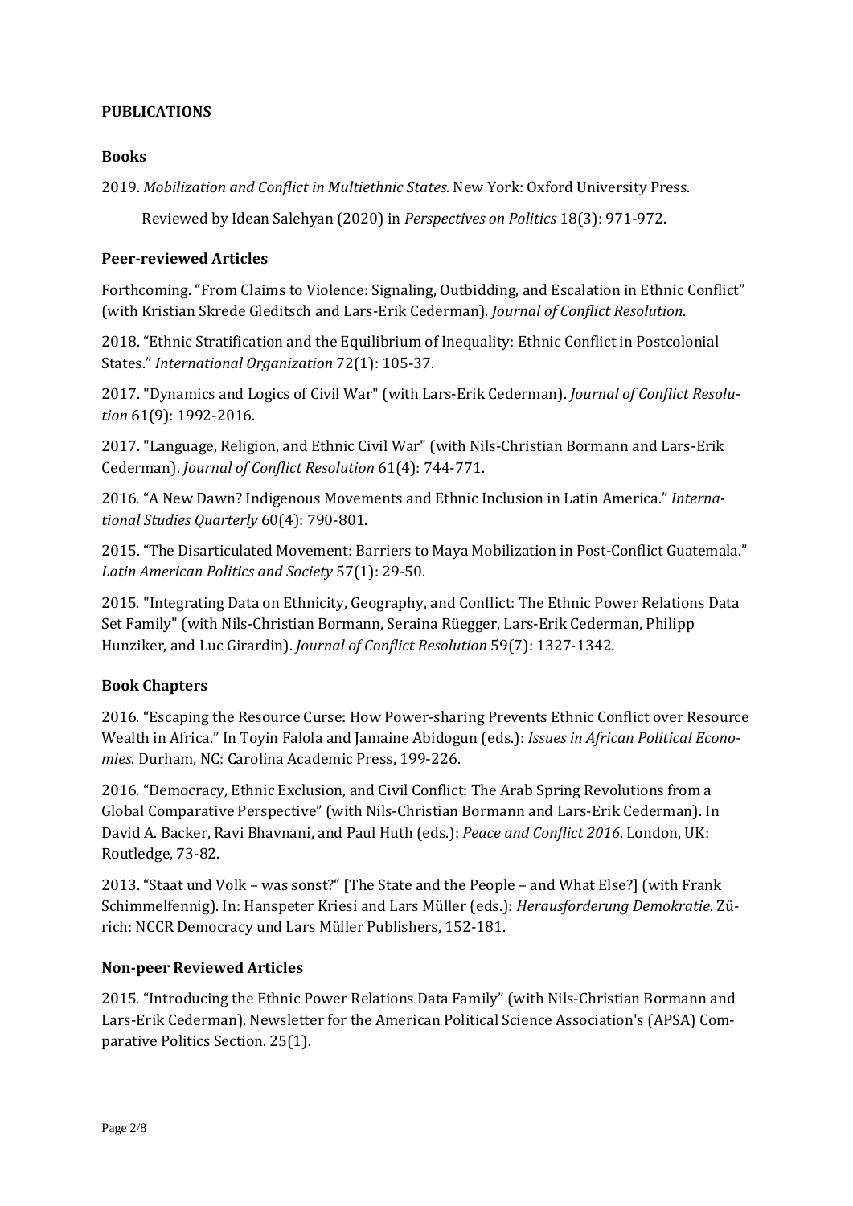## PUBLICATIONS

### Books

2019. *Mobilization and Conflict in Multiethnic States.* New York: Oxford University Press.

Reviewed by Idean Salehyan (2020) in *Perspectives on Politics* 18(3): 971-972.

### Peer-reviewed Articles

Forthcoming. "From Claims to Violence: Signaling, Outbidding, and Escalation in Ethnic Conflict" (with Kristian Skrede Gleditsch and Lars-Erik Cederman). *Journal of Conflict Resolution*.

2018. "Ethnic Stratification and the Equilibrium of Inequality: Ethnic Conflict in Postcolonial States." *International Organization* 72(1): 105-37.

2017. "Dynamics and Logics of Civil War" (with Lars-Erik Cederman). *Journal of Conflict Resolution* 61(9): 1992-2016.

2017. "Language, Religion, and Ethnic Civil War" (with Nils-Christian Bormann and Lars-Erik Cederman). *Journal of Conflict Resolution* 61(4): 744-771.

2016. "A New Dawn? Indigenous Movements and Ethnic Inclusion in Latin America." *International Studies Quarterly* 60(4): 790-801.

2015. "The Disarticulated Movement: Barriers to Maya Mobilization in Post-Conflict Guatemala." *Latin American Politics and Society* 57(1): 29-50.

2015. "Integrating Data on Ethnicity, Geography, and Conflict: The Ethnic Power Relations Data Set Family" (with Nils-Christian Bormann, Seraina Rüegger, Lars-Erik Cederman, Philipp Hunziker, and Luc Girardin). *Journal of Conflict Resolution* 59(7): 1327-1342.

### Book Chapters

2016. "Escaping the Resource Curse: How Power-sharing Prevents Ethnic Conflict over Resource Wealth in Africa." In Toyin Falola and Jamaine Abidogun (eds.): *Issues in African Political Economies*. Durham, NC: Carolina Academic Press, 199-226.

2016. "Democracy, Ethnic Exclusion, and Civil Conflict: The Arab Spring Revolutions from a Global Comparative Perspective" (with Nils-Christian Bormann and Lars-Erik Cederman). In David A. Backer, Ravi Bhavnani, and Paul Huth (eds.): *Peace and Conflict 2016*. London, UK: Routledge, 73-82.

2013. "Staat und Volk – was sonst?" [The State and the People – and What Else?] (with Frank Schimmelfennig). In: Hanspeter Kriesi and Lars Müller (eds.): *Herausforderung Demokratie*. Zürich: NCCR Democracy und Lars Müller Publishers, 152-181.

### Non-peer Reviewed Articles

2015. "Introducing the Ethnic Power Relations Data Family" (with Nils-Christian Bormann and Lars-Erik Cederman). Newsletter for the American Political Science Association's (APSA) Comparative Politics Section. 25(1).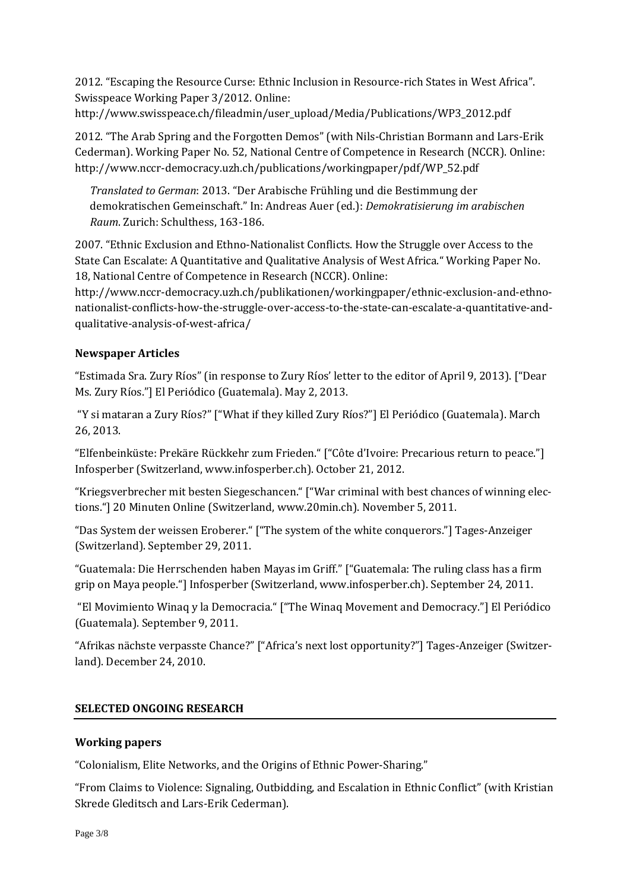2012. "Escaping the Resource Curse: Ethnic Inclusion in Resource-rich States in West Africa". Swisspeace Working Paper 3/2012. Online: http://www.swisspeace.ch/fileadmin/user_upload/Media/Publications/WP3_2012.pdf

2012. "The Arab Spring and the Forgotten Demos" (with Nils-Christian Bormann and Lars-Erik Cederman). Working Paper No. 52, National Centre of Competence in Research (NCCR). Online: http://www.nccr-democracy.uzh.ch/publications/workingpaper/pdf/WP_52.pdf

> *Translated to German*: 2013. "Der Arabische Frühling und die Bestimmung der demokratischen Gemeinschaft." In: Andreas Auer (ed.): *Demokratisierung im arabischen Raum*. Zurich: Schulthess, 163-186.

2007. "Ethnic Exclusion and Ethno-Nationalist Conflicts. How the Struggle over Access to the State Can Escalate: A Quantitative and Qualitative Analysis of West Africa." Working Paper No. 18, National Centre of Competence in Research (NCCR). Online: http://www.nccr-democracy.uzh.ch/publikationen/workingpaper/ethnic-exclusion-and-ethno-nationalist-conflicts-how-the-struggle-over-access-to-the-state-can-escalate-a-quantitative-and-qualitative-analysis-of-west-africa/

### Newspaper Articles

"Estimada Sra. Zury Ríos" (in response to Zury Ríos' letter to the editor of April 9, 2013). ["Dear Ms. Zury Ríos."] El Periódico (Guatemala). May 2, 2013.

"Y si mataran a Zury Ríos?" ["What if they killed Zury Ríos?"] El Periódico (Guatemala). March 26, 2013.

"Elfenbeinküste: Prekäre Rückkehr zum Frieden." ["Côte d'Ivoire: Precarious return to peace."] Infosperber (Switzerland, www.infosperber.ch). October 21, 2012.

"Kriegsverbrecher mit besten Siegeschancen." ["War criminal with best chances of winning elections."] 20 Minuten Online (Switzerland, www.20min.ch). November 5, 2011.

"Das System der weissen Eroberer." ["The system of the white conquerors."] Tages-Anzeiger (Switzerland). September 29, 2011.

"Guatemala: Die Herrschenden haben Mayas im Griff." ["Guatemala: The ruling class has a firm grip on Maya people."] Infosperber (Switzerland, www.infosperber.ch). September 24, 2011.

"El Movimiento Winaq y la Democracia." ["The Winaq Movement and Democracy."] El Periódico (Guatemala). September 9, 2011.

"Afrikas nächste verpasste Chance?" ["Africa's next lost opportunity?"] Tages-Anzeiger (Switzerland). December 24, 2010.

## SELECTED ONGOING RESEARCH

### Working papers

"Colonialism, Elite Networks, and the Origins of Ethnic Power-Sharing."

"From Claims to Violence: Signaling, Outbidding, and Escalation in Ethnic Conflict" (with Kristian Skrede Gleditsch and Lars-Erik Cederman).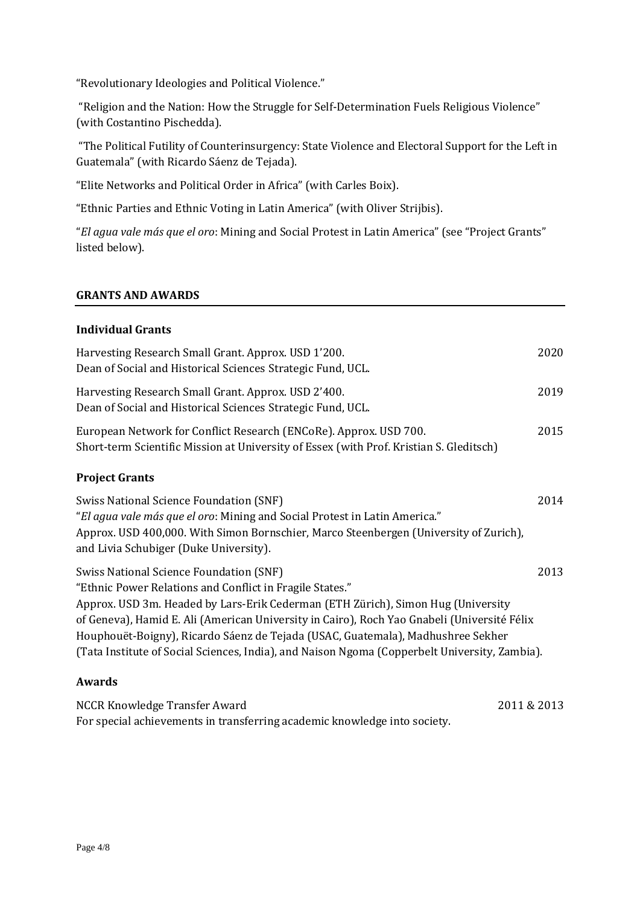"Revolutionary Ideologies and Political Violence."

"Religion and the Nation: How the Struggle for Self-Determination Fuels Religious Violence" (with Costantino Pischedda).

"The Political Futility of Counterinsurgency: State Violence and Electoral Support for the Left in Guatemala" (with Ricardo Sáenz de Tejada).

"Elite Networks and Political Order in Africa" (with Carles Boix).

"Ethnic Parties and Ethnic Voting in Latin America" (with Oliver Strijbis).

"*El agua vale más que el oro*: Mining and Social Protest in Latin America" (see "Project Grants" listed below).

## GRANTS AND AWARDS

### Individual Grants

Harvesting Research Small Grant. Approx. USD 1'200. — 2020
Dean of Social and Historical Sciences Strategic Fund, UCL.

Harvesting Research Small Grant. Approx. USD 2'400. — 2019
Dean of Social and Historical Sciences Strategic Fund, UCL.

European Network for Conflict Research (ENCoRe). Approx. USD 700. — 2015
Short-term Scientific Mission at University of Essex (with Prof. Kristian S. Gleditsch)

### Project Grants

Swiss National Science Foundation (SNF) — 2014
"*El agua vale más que el oro*: Mining and Social Protest in Latin America."
Approx. USD 400,000. With Simon Bornschier, Marco Steenbergen (University of Zurich), and Livia Schubiger (Duke University).

Swiss National Science Foundation (SNF) — 2013
"Ethnic Power Relations and Conflict in Fragile States."
Approx. USD 3m. Headed by Lars-Erik Cederman (ETH Zürich), Simon Hug (University of Geneva), Hamid E. Ali (American University in Cairo), Roch Yao Gnabeli (Université Félix Houphouët-Boigny), Ricardo Sáenz de Tejada (USAC, Guatemala), Madhushree Sekher (Tata Institute of Social Sciences, India), and Naison Ngoma (Copperbelt University, Zambia).

### Awards

NCCR Knowledge Transfer Award — 2011 & 2013
For special achievements in transferring academic knowledge into society.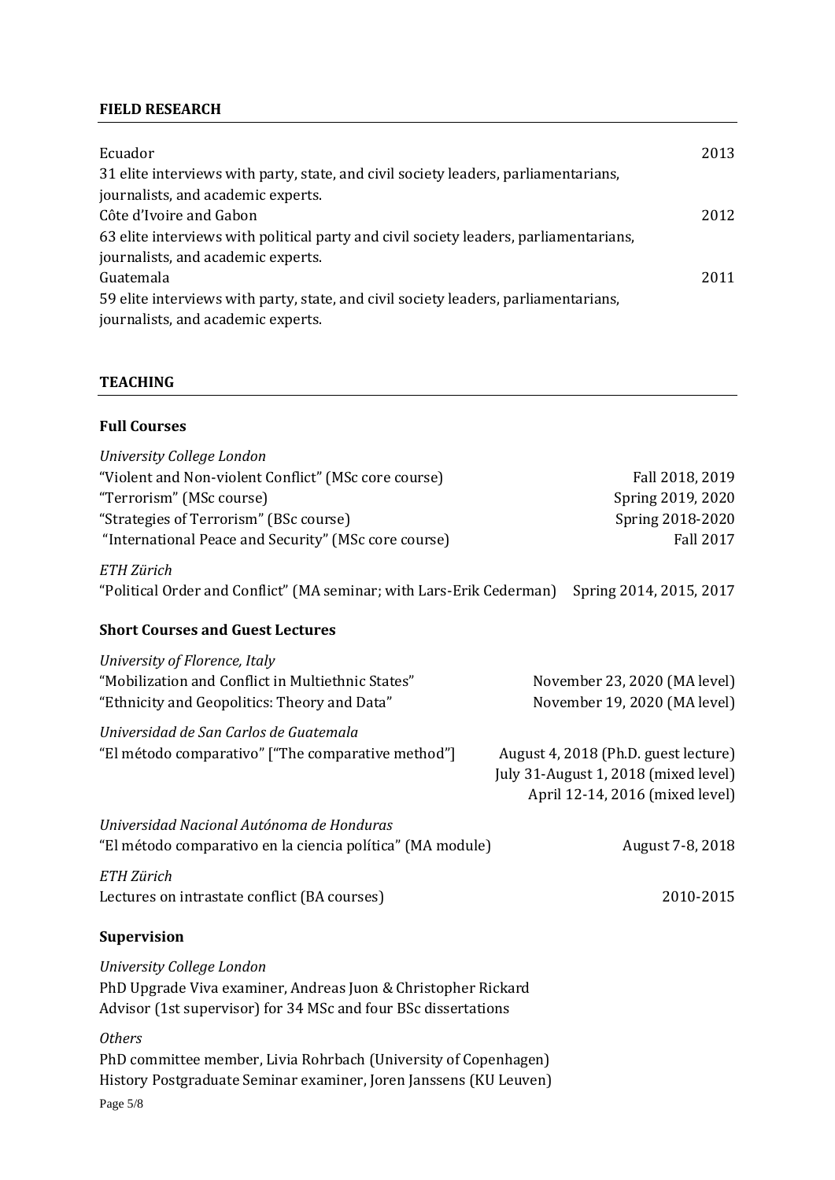## FIELD RESEARCH

Ecuador 2013
31 elite interviews with party, state, and civil society leaders, parliamentarians, journalists, and academic experts.

Côte d'Ivoire and Gabon 2012
63 elite interviews with political party and civil society leaders, parliamentarians, journalists, and academic experts.

Guatemala 2011
59 elite interviews with party, state, and civil society leaders, parliamentarians, journalists, and academic experts.

## TEACHING

### Full Courses

*University College London*

"Violent and Non-violent Conflict" (MSc core course) — Fall 2018, 2019
"Terrorism" (MSc course) — Spring 2019, 2020
"Strategies of Terrorism" (BSc course) — Spring 2018-2020
"International Peace and Security" (MSc core course) — Fall 2017

*ETH Zürich*

"Political Order and Conflict" (MA seminar; with Lars-Erik Cederman) — Spring 2014, 2015, 2017

### Short Courses and Guest Lectures

*University of Florence, Italy*

"Mobilization and Conflict in Multiethnic States" — November 23, 2020 (MA level)
"Ethnicity and Geopolitics: Theory and Data" — November 19, 2020 (MA level)

*Universidad de San Carlos de Guatemala*

"El método comparativo" ["The comparative method"] — August 4, 2018 (Ph.D. guest lecture)
July 31-August 1, 2018 (mixed level)
April 12-14, 2016 (mixed level)

*Universidad Nacional Autónoma de Honduras*

"El método comparativo en la ciencia política" (MA module) — August 7-8, 2018

*ETH Zürich*

Lectures on intrastate conflict (BA courses) — 2010-2015

### Supervision

*University College London*

PhD Upgrade Viva examiner, Andreas Juon & Christopher Rickard
Advisor (1st supervisor) for 34 MSc and four BSc dissertations

*Others*

PhD committee member, Livia Rohrbach (University of Copenhagen)
History Postgraduate Seminar examiner, Joren Janssens (KU Leuven)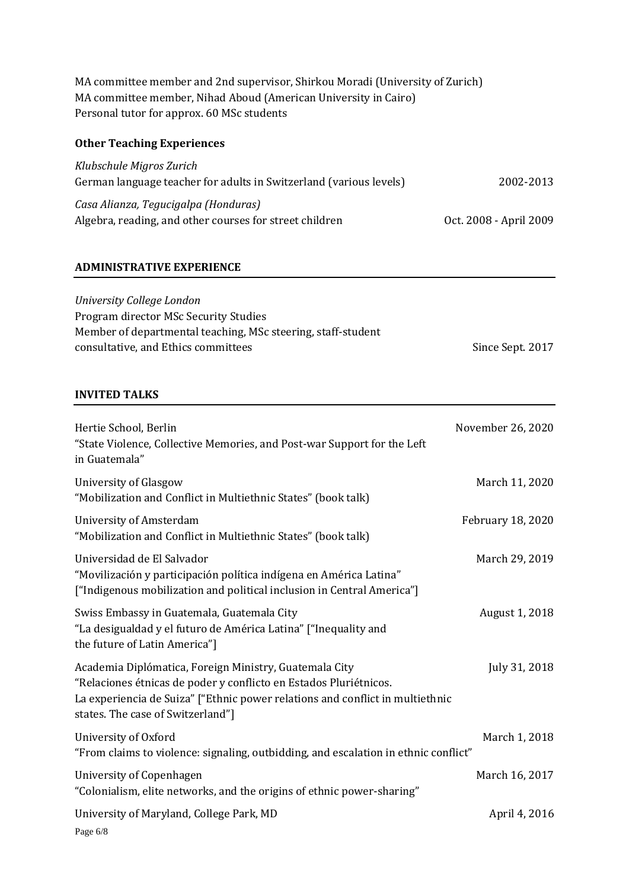MA committee member and 2nd supervisor, Shirkou Moradi (University of Zurich)
MA committee member, Nihad Aboud (American University in Cairo)
Personal tutor for approx. 60 MSc students

### Other Teaching Experiences

*Klubschule Migros Zurich*
German language teacher for adults in Switzerland (various levels) — 2002-2013

*Casa Alianza, Tegucigalpa (Honduras)*
Algebra, reading, and other courses for street children — Oct. 2008 - April 2009

## ADMINISTRATIVE EXPERIENCE

*University College London*
Program director MSc Security Studies
Member of departmental teaching, MSc steering, staff-student consultative, and Ethics committees — Since Sept. 2017

## INVITED TALKS

Hertie School, Berlin — November 26, 2020
"State Violence, Collective Memories, and Post-war Support for the Left in Guatemala"

University of Glasgow — March 11, 2020
"Mobilization and Conflict in Multiethnic States" (book talk)

University of Amsterdam — February 18, 2020
"Mobilization and Conflict in Multiethnic States" (book talk)

Universidad de El Salvador — March 29, 2019
"Movilización y participación política indígena en América Latina" ["Indigenous mobilization and political inclusion in Central America"]

Swiss Embassy in Guatemala, Guatemala City — August 1, 2018
"La desigualdad y el futuro de América Latina" ["Inequality and the future of Latin America"]

Academia Diplómatica, Foreign Ministry, Guatemala City — July 31, 2018
"Relaciones étnicas de poder y conflicto en Estados Pluriétnicos. La experiencia de Suiza" ["Ethnic power relations and conflict in multiethnic states. The case of Switzerland"]

University of Oxford — March 1, 2018
"From claims to violence: signaling, outbidding, and escalation in ethnic conflict"

University of Copenhagen — March 16, 2017
"Colonialism, elite networks, and the origins of ethnic power-sharing"

University of Maryland, College Park, MD — April 4, 2016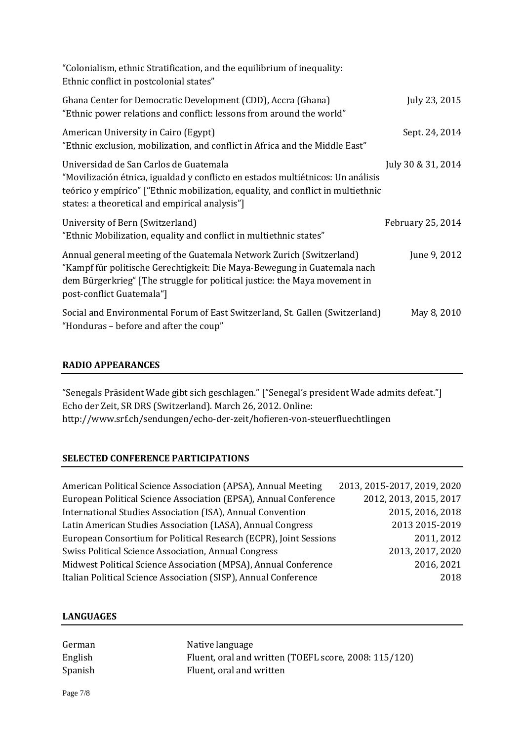"Colonialism, ethnic Stratification, and the equilibrium of inequality: Ethnic conflict in postcolonial states"

Ghana Center for Democratic Development (CDD), Accra (Ghana) — July 23, 2015
"Ethnic power relations and conflict: lessons from around the world"

American University in Cairo (Egypt) — Sept. 24, 2014
"Ethnic exclusion, mobilization, and conflict in Africa and the Middle East"

Universidad de San Carlos de Guatemala — July 30 & 31, 2014
"Movilización étnica, igualdad y conflicto en estados multiétnicos: Un análisis teórico y empírico" ["Ethnic mobilization, equality, and conflict in multiethnic states: a theoretical and empirical analysis"]

University of Bern (Switzerland) — February 25, 2014
"Ethnic Mobilization, equality and conflict in multiethnic states"

Annual general meeting of the Guatemala Network Zurich (Switzerland) — June 9, 2012
"Kampf für politische Gerechtigkeit: Die Maya-Bewegung in Guatemala nach dem Bürgerkrieg" [The struggle for political justice: the Maya movement in post-conflict Guatemala"]

Social and Environmental Forum of East Switzerland, St. Gallen (Switzerland) — May 8, 2010
"Honduras – before and after the coup"

## RADIO APPEARANCES

"Senegals Präsident Wade gibt sich geschlagen." ["Senegal's president Wade admits defeat."] Echo der Zeit, SR DRS (Switzerland). March 26, 2012. Online: http://www.srf.ch/sendungen/echo-der-zeit/hofieren-von-steuerfluechtlingen

## SELECTED CONFERENCE PARTICIPATIONS

| | |
|---|---|
| American Political Science Association (APSA), Annual Meeting | 2013, 2015-2017, 2019, 2020 |
| European Political Science Association (EPSA), Annual Conference | 2012, 2013, 2015, 2017 |
| International Studies Association (ISA), Annual Convention | 2015, 2016, 2018 |
| Latin American Studies Association (LASA), Annual Congress | 2013 2015-2019 |
| European Consortium for Political Research (ECPR), Joint Sessions | 2011, 2012 |
| Swiss Political Science Association, Annual Congress | 2013, 2017, 2020 |
| Midwest Political Science Association (MPSA), Annual Conference | 2016, 2021 |
| Italian Political Science Association (SISP), Annual Conference | 2018 |

## LANGUAGES

| | |
|---|---|
| German | Native language |
| English | Fluent, oral and written (TOEFL score, 2008: 115/120) |
| Spanish | Fluent, oral and written |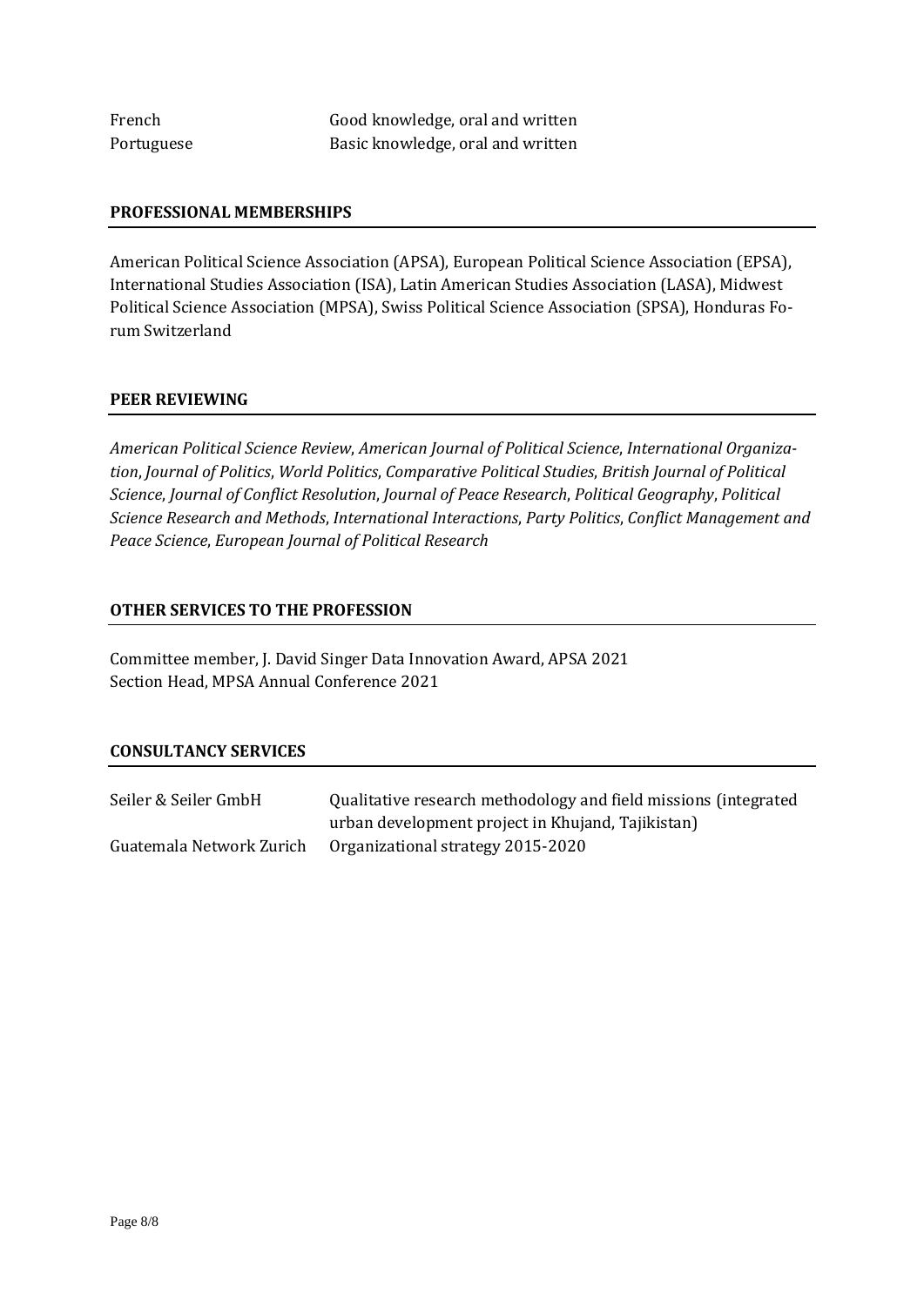| | |
|---|---|
| French | Good knowledge, oral and written |
| Portuguese | Basic knowledge, oral and written |

## PROFESSIONAL MEMBERSHIPS

American Political Science Association (APSA), European Political Science Association (EPSA), International Studies Association (ISA), Latin American Studies Association (LASA), Midwest Political Science Association (MPSA), Swiss Political Science Association (SPSA), Honduras Forum Switzerland

## PEER REVIEWING

*American Political Science Review*, *American Journal of Political Science*, *International Organization*, *Journal of Politics*, *World Politics*, *Comparative Political Studies*, *British Journal of Political Science*, *Journal of Conflict Resolution*, *Journal of Peace Research*, *Political Geography*, *Political Science Research and Methods*, *International Interactions*, *Party Politics*, *Conflict Management and Peace Science*, *European Journal of Political Research*

## OTHER SERVICES TO THE PROFESSION

Committee member, J. David Singer Data Innovation Award, APSA 2021
Section Head, MPSA Annual Conference 2021

## CONSULTANCY SERVICES

| | |
|---|---|
| Seiler & Seiler GmbH | Qualitative research methodology and field missions (integrated urban development project in Khujand, Tajikistan) |
| Guatemala Network Zurich | Organizational strategy 2015-2020 |